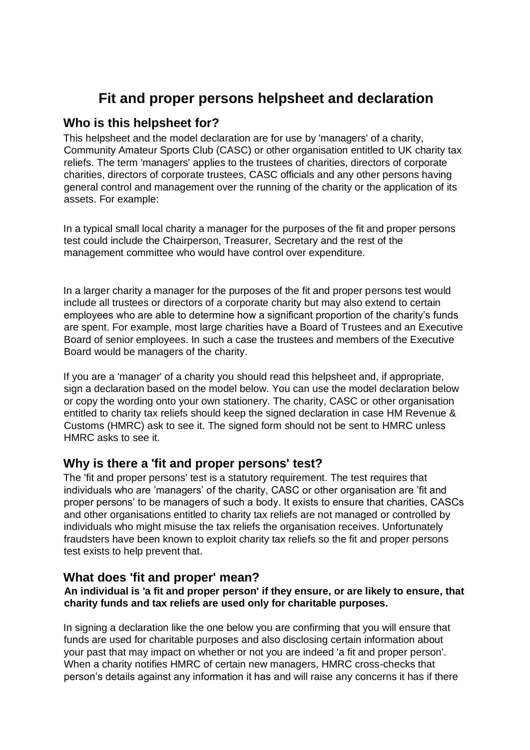# Fit and proper persons helpsheet and declaration

## Who is this helpsheet for?

This helpsheet and the model declaration are for use by 'managers' of a charity, Community Amateur Sports Club (CASC) or other organisation entitled to UK charity tax reliefs. The term 'managers' applies to the trustees of charities, directors of corporate charities, directors of corporate trustees, CASC officials and any other persons having general control and management over the running of the charity or the application of its assets. For example:

In a typical small local charity a manager for the purposes of the fit and proper persons test could include the Chairperson, Treasurer, Secretary and the rest of the management committee who would have control over expenditure.

In a larger charity a manager for the purposes of the fit and proper persons test would include all trustees or directors of a corporate charity but may also extend to certain employees who are able to determine how a significant proportion of the charity's funds are spent. For example, most large charities have a Board of Trustees and an Executive Board of senior employees. In such a case the trustees and members of the Executive Board would be managers of the charity.

If you are a 'manager' of a charity you should read this helpsheet and, if appropriate, sign a declaration based on the model below. You can use the model declaration below or copy the wording onto your own stationery. The charity, CASC or other organisation entitled to charity tax reliefs should keep the signed declaration in case HM Revenue & Customs (HMRC) ask to see it. The signed form should not be sent to HMRC unless HMRC asks to see it.

## Why is there a 'fit and proper persons' test?

The 'fit and proper persons' test is a statutory requirement. The test requires that individuals who are 'managers' of the charity, CASC or other organisation are 'fit and proper persons' to be managers of such a body. It exists to ensure that charities, CASCs and other organisations entitled to charity tax reliefs are not managed or controlled by individuals who might misuse the tax reliefs the organisation receives. Unfortunately fraudsters have been known to exploit charity tax reliefs so the fit and proper persons test exists to help prevent that.

## What does 'fit and proper' mean?

**An individual is 'a fit and proper person' if they ensure, or are likely to ensure, that charity funds and tax reliefs are used only for charitable purposes.**

In signing a declaration like the one below you are confirming that you will ensure that funds are used for charitable purposes and also disclosing certain information about your past that may impact on whether or not you are indeed 'a fit and proper person'. When a charity notifies HMRC of certain new managers, HMRC cross-checks that person's details against any information it has and will raise any concerns it has if there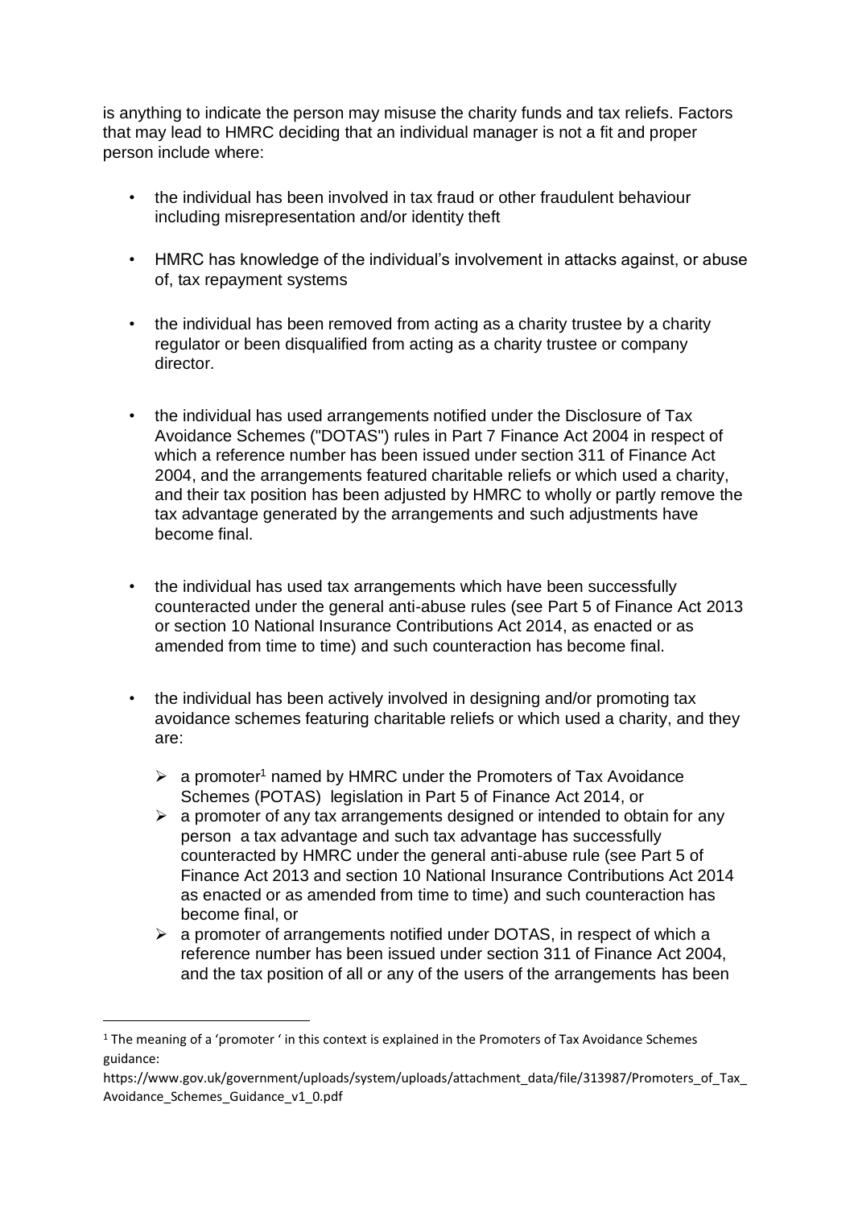is anything to indicate the person may misuse the charity funds and tax reliefs. Factors that may lead to HMRC deciding that an individual manager is not a fit and proper person include where:

- the individual has been involved in tax fraud or other fraudulent behaviour including misrepresentation and/or identity theft
- HMRC has knowledge of the individual's involvement in attacks against, or abuse of, tax repayment systems
- the individual has been removed from acting as a charity trustee by a charity regulator or been disqualified from acting as a charity trustee or company director.
- the individual has used arrangements notified under the Disclosure of Tax Avoidance Schemes ("DOTAS") rules in Part 7 Finance Act 2004 in respect of which a reference number has been issued under section 311 of Finance Act 2004, and the arrangements featured charitable reliefs or which used a charity, and their tax position has been adjusted by HMRC to wholly or partly remove the tax advantage generated by the arrangements and such adjustments have become final.
- the individual has used tax arrangements which have been successfully counteracted under the general anti-abuse rules (see Part 5 of Finance Act 2013 or section 10 National Insurance Contributions Act 2014, as enacted or as amended from time to time) and such counteraction has become final.
- the individual has been actively involved in designing and/or promoting tax avoidance schemes featuring charitable reliefs or which used a charity, and they are:
  - a promoter[1] named by HMRC under the Promoters of Tax Avoidance Schemes (POTAS) legislation in Part 5 of Finance Act 2014, or
  - a promoter of any tax arrangements designed or intended to obtain for any person a tax advantage and such tax advantage has successfully counteracted by HMRC under the general anti-abuse rule (see Part 5 of Finance Act 2013 and section 10 National Insurance Contributions Act 2014 as enacted or as amended from time to time) and such counteraction has become final, or
  - a promoter of arrangements notified under DOTAS, in respect of which a reference number has been issued under section 311 of Finance Act 2004, and the tax position of all or any of the users of the arrangements has been

---

[1] The meaning of a 'promoter ' in this context is explained in the Promoters of Tax Avoidance Schemes guidance:
https://www.gov.uk/government/uploads/system/uploads/attachment_data/file/313987/Promoters_of_Tax_Avoidance_Schemes_Guidance_v1_0.pdf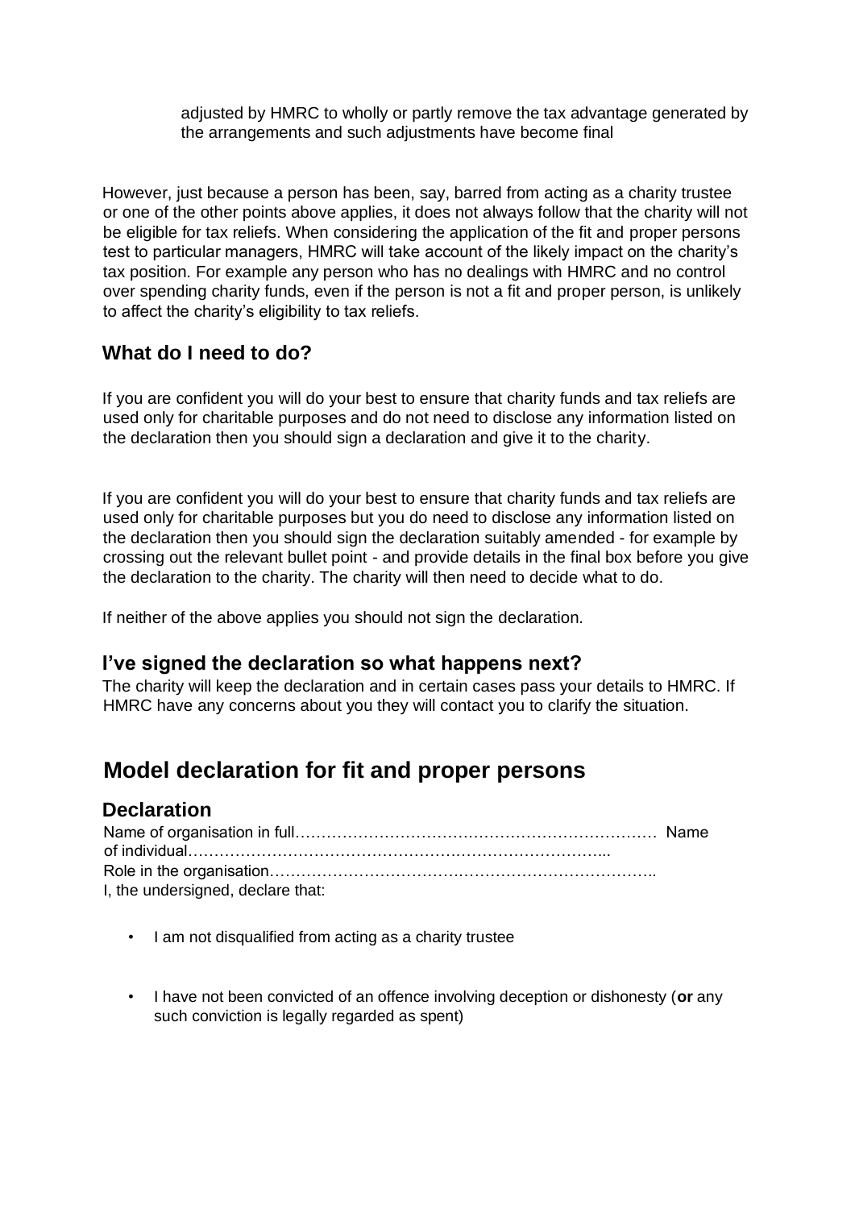adjusted by HMRC to wholly or partly remove the tax advantage generated by the arrangements and such adjustments have become final

However, just because a person has been, say, barred from acting as a charity trustee or one of the other points above applies, it does not always follow that the charity will not be eligible for tax reliefs. When considering the application of the fit and proper persons test to particular managers, HMRC will take account of the likely impact on the charity's tax position. For example any person who has no dealings with HMRC and no control over spending charity funds, even if the person is not a fit and proper person, is unlikely to affect the charity's eligibility to tax reliefs.

### What do I need to do?

If you are confident you will do your best to ensure that charity funds and tax reliefs are used only for charitable purposes and do not need to disclose any information listed on the declaration then you should sign a declaration and give it to the charity.

If you are confident you will do your best to ensure that charity funds and tax reliefs are used only for charitable purposes but you do need to disclose any information listed on the declaration then you should sign the declaration suitably amended - for example by crossing out the relevant bullet point - and provide details in the final box before you give the declaration to the charity. The charity will then need to decide what to do.

If neither of the above applies you should not sign the declaration.

### I've signed the declaration so what happens next?

The charity will keep the declaration and in certain cases pass your details to HMRC. If HMRC have any concerns about you they will contact you to clarify the situation.

## Model declaration for fit and proper persons

### Declaration

Name of organisation in full……………………………………………………………
Name of individual……………………………………………………………………...
Role in the organisation………………………………………………………………..
I, the undersigned, declare that:

- I am not disqualified from acting as a charity trustee
- I have not been convicted of an offence involving deception or dishonesty (**or** any such conviction is legally regarded as spent)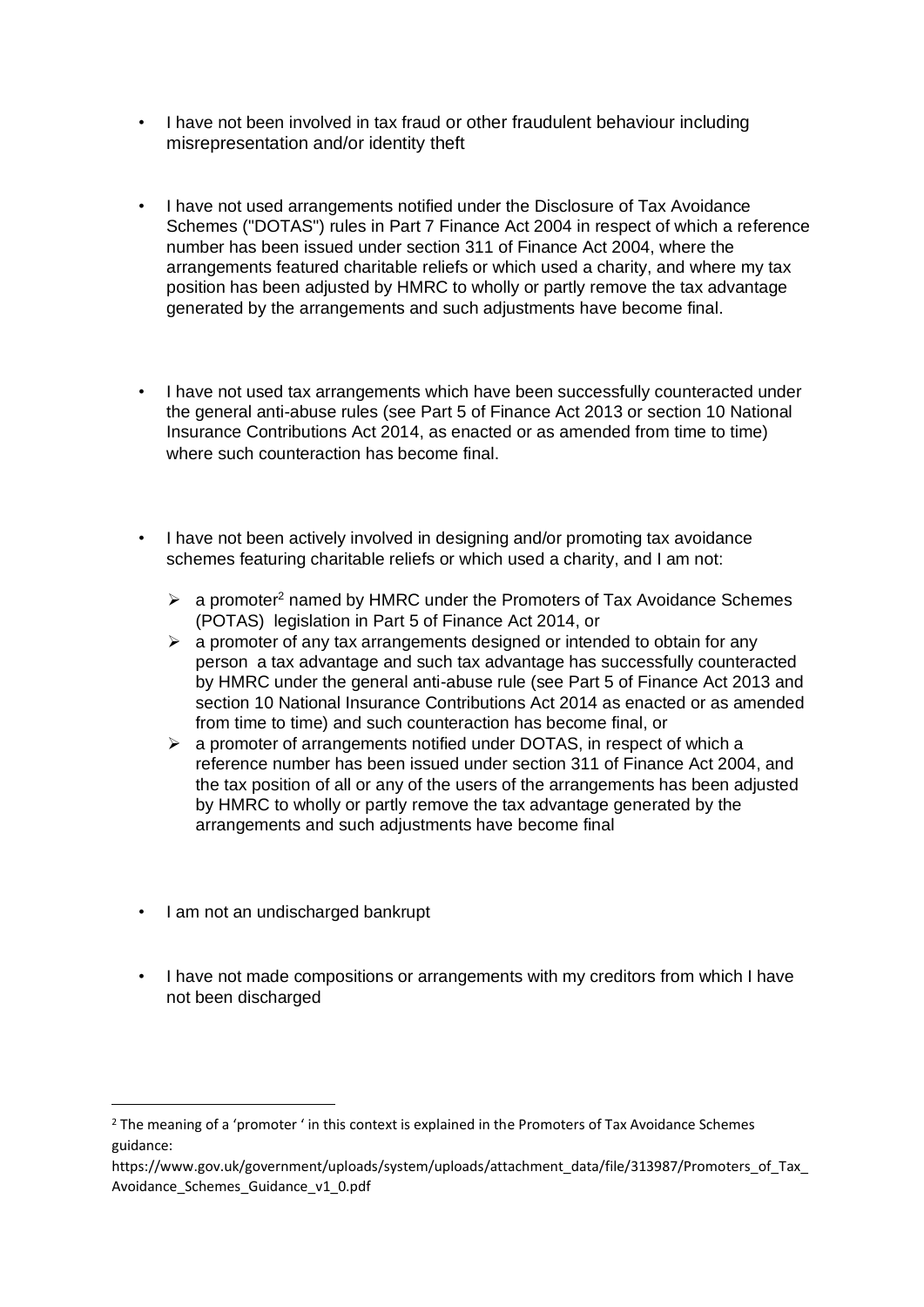- I have not been involved in tax fraud or other fraudulent behaviour including misrepresentation and/or identity theft

- I have not used arrangements notified under the Disclosure of Tax Avoidance Schemes ("DOTAS") rules in Part 7 Finance Act 2004 in respect of which a reference number has been issued under section 311 of Finance Act 2004, where the arrangements featured charitable reliefs or which used a charity, and where my tax position has been adjusted by HMRC to wholly or partly remove the tax advantage generated by the arrangements and such adjustments have become final.

- I have not used tax arrangements which have been successfully counteracted under the general anti-abuse rules (see Part 5 of Finance Act 2013 or section 10 National Insurance Contributions Act 2014, as enacted or as amended from time to time) where such counteraction has become final.

- I have not been actively involved in designing and/or promoting tax avoidance schemes featuring charitable reliefs or which used a charity, and I am not:
  - a promoter[2] named by HMRC under the Promoters of Tax Avoidance Schemes (POTAS) legislation in Part 5 of Finance Act 2014, or
  - a promoter of any tax arrangements designed or intended to obtain for any person a tax advantage and such tax advantage has successfully counteracted by HMRC under the general anti-abuse rule (see Part 5 of Finance Act 2013 and section 10 National Insurance Contributions Act 2014 as enacted or as amended from time to time) and such counteraction has become final, or
  - a promoter of arrangements notified under DOTAS, in respect of which a reference number has been issued under section 311 of Finance Act 2004, and the tax position of all or any of the users of the arrangements has been adjusted by HMRC to wholly or partly remove the tax advantage generated by the arrangements and such adjustments have become final

- I am not an undischarged bankrupt

- I have not made compositions or arrangements with my creditors from which I have not been discharged

---

[2] The meaning of a 'promoter ' in this context is explained in the Promoters of Tax Avoidance Schemes guidance:
https://www.gov.uk/government/uploads/system/uploads/attachment_data/file/313987/Promoters_of_Tax_Avoidance_Schemes_Guidance_v1_0.pdf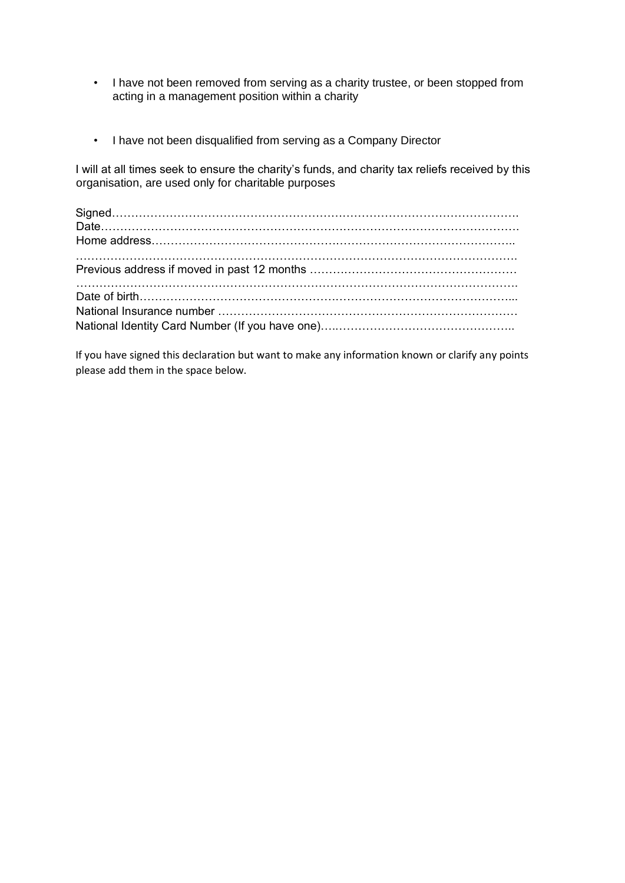- I have not been removed from serving as a charity trustee, or been stopped from acting in a management position within a charity

- I have not been disqualified from serving as a Company Director

I will at all times seek to ensure the charity's funds, and charity tax reliefs received by this organisation, are used only for charitable purposes

Signed……………………………………………………………………………………………
Date………………………………………………………………………………………………
Home address……………………………………………………………………………………
……………………………………………………………………………………………………
Previous address if moved in past 12 months ………………………………………………
……………………………………………………………………………………………………
Date of birth………………………………………………………………………………………
National Insurance number ……………………………………………………………………
National Identity Card Number (If you have one)…..………………………………………

If you have signed this declaration but want to make any information known or clarify any points please add them in the space below.